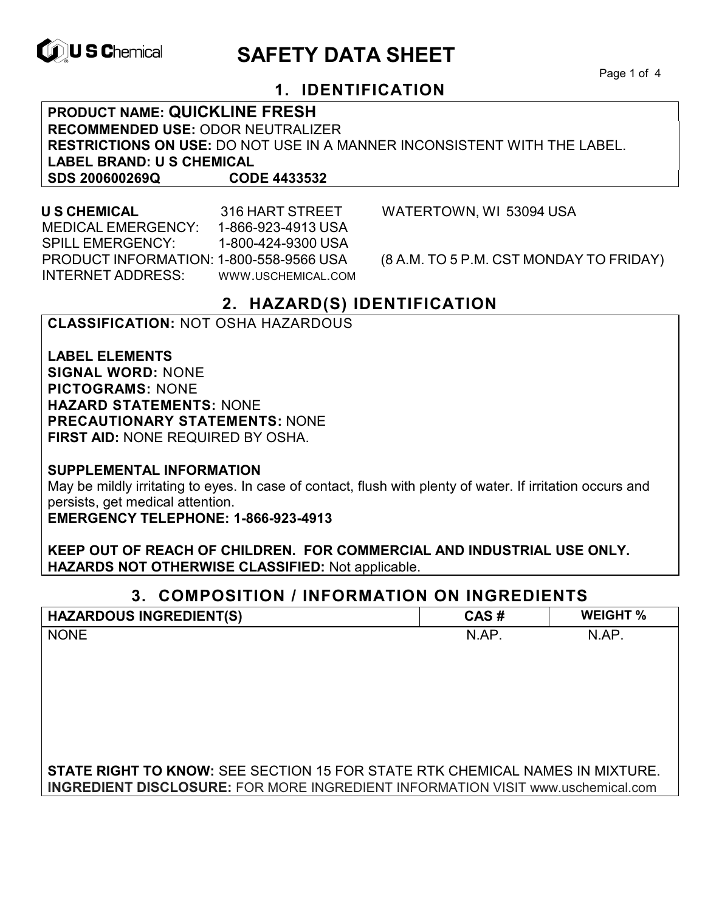# SAFETY DATA SHEET

## 1. IDENTIFICATION

**PRODUCT NAME: QUICKLINE FRESH**
**RECOMMENDED USE:** ODOR NEUTRALIZER
**RESTRICTIONS ON USE:** DO NOT USE IN A MANNER INCONSISTENT WITH THE LABEL.
**LABEL BRAND: U S CHEMICAL**
**SDS 200600269Q CODE 4433532**

**U S CHEMICAL** 316 HART STREET WATERTOWN, WI 53094 USA
MEDICAL EMERGENCY: 1-866-923-4913 USA
SPILL EMERGENCY: 1-800-424-9300 USA
PRODUCT INFORMATION: 1-800-558-9566 USA (8 A.M. TO 5 P.M. CST MONDAY TO FRIDAY)
INTERNET ADDRESS: WWW.USCHEMICAL.COM

## 2. HAZARD(S) IDENTIFICATION

**CLASSIFICATION:** NOT OSHA HAZARDOUS

**LABEL ELEMENTS**
**SIGNAL WORD:** NONE
**PICTOGRAMS:** NONE
**HAZARD STATEMENTS:** NONE
**PRECAUTIONARY STATEMENTS:** NONE
**FIRST AID:** NONE REQUIRED BY OSHA.

**SUPPLEMENTAL INFORMATION**
May be mildly irritating to eyes. In case of contact, flush with plenty of water. If irritation occurs and persists, get medical attention.
**EMERGENCY TELEPHONE: 1-866-923-4913**

**KEEP OUT OF REACH OF CHILDREN. FOR COMMERCIAL AND INDUSTRIAL USE ONLY.**
**HAZARDS NOT OTHERWISE CLASSIFIED:** Not applicable.

## 3. COMPOSITION / INFORMATION ON INGREDIENTS

| HAZARDOUS INGREDIENT(S) | CAS # | WEIGHT % |
|---|---|---|
| NONE | N.AP. | N.AP. |

**STATE RIGHT TO KNOW:** SEE SECTION 15 FOR STATE RTK CHEMICAL NAMES IN MIXTURE.
**INGREDIENT DISCLOSURE:** FOR MORE INGREDIENT INFORMATION VISIT www.uschemical.com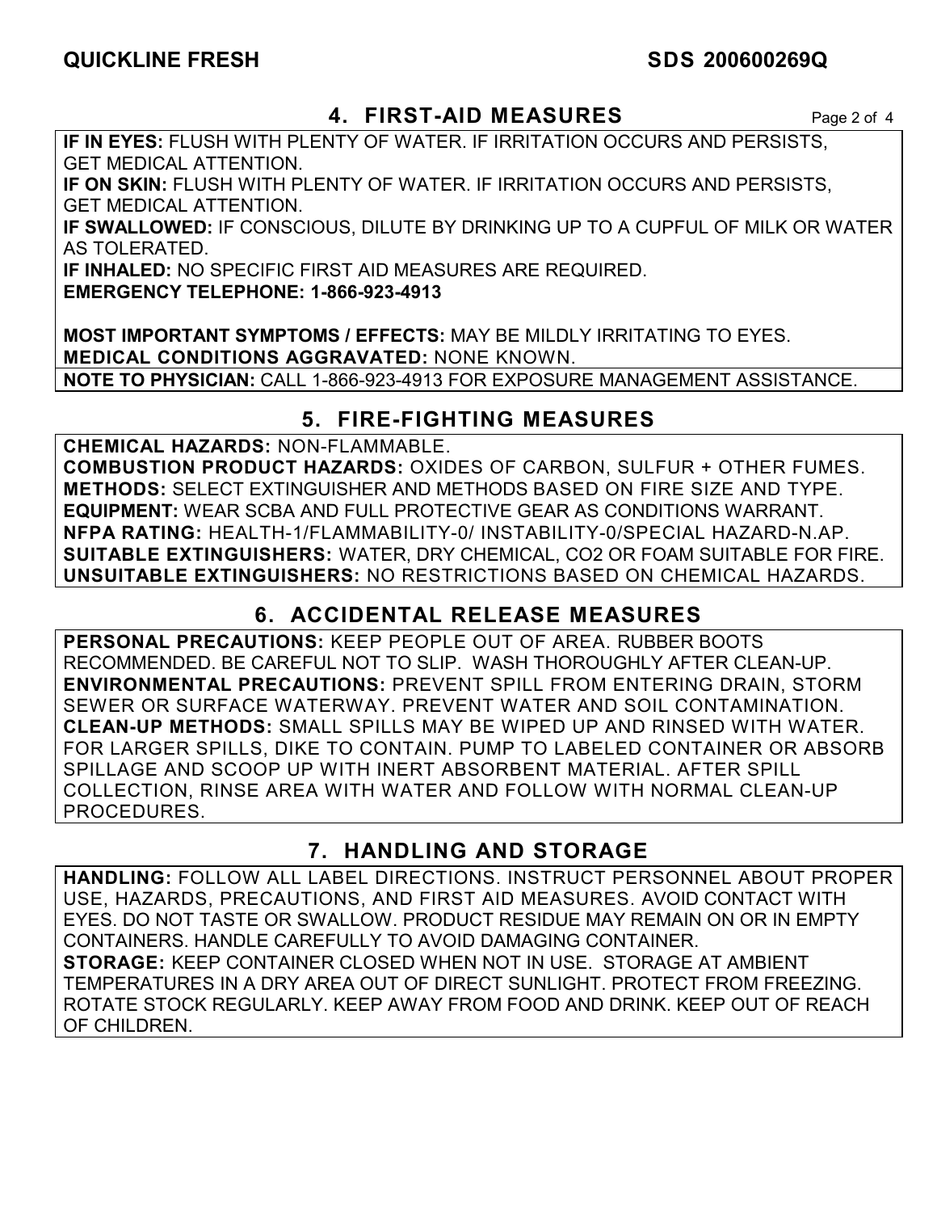## 4. FIRST-AID MEASURES

**IF IN EYES:** FLUSH WITH PLENTY OF WATER. IF IRRITATION OCCURS AND PERSISTS, GET MEDICAL ATTENTION.
**IF ON SKIN:** FLUSH WITH PLENTY OF WATER. IF IRRITATION OCCURS AND PERSISTS, GET MEDICAL ATTENTION.
**IF SWALLOWED:** IF CONSCIOUS, DILUTE BY DRINKING UP TO A CUPFUL OF MILK OR WATER AS TOLERATED.
**IF INHALED:** NO SPECIFIC FIRST AID MEASURES ARE REQUIRED.
**EMERGENCY TELEPHONE: 1-866-923-4913**

**MOST IMPORTANT SYMPTOMS / EFFECTS:** MAY BE MILDLY IRRITATING TO EYES.
**MEDICAL CONDITIONS AGGRAVATED:** NONE KNOWN.
**NOTE TO PHYSICIAN:** CALL 1-866-923-4913 FOR EXPOSURE MANAGEMENT ASSISTANCE.

## 5. FIRE-FIGHTING MEASURES

**CHEMICAL HAZARDS:** NON-FLAMMABLE.
**COMBUSTION PRODUCT HAZARDS:** OXIDES OF CARBON, SULFUR + OTHER FUMES.
**METHODS:** SELECT EXTINGUISHER AND METHODS BASED ON FIRE SIZE AND TYPE.
**EQUIPMENT:** WEAR SCBA AND FULL PROTECTIVE GEAR AS CONDITIONS WARRANT.
**NFPA RATING:** HEALTH-1/FLAMMABILITY-0/ INSTABILITY-0/SPECIAL HAZARD-N.AP.
**SUITABLE EXTINGUISHERS:** WATER, DRY CHEMICAL, CO2 OR FOAM SUITABLE FOR FIRE.
**UNSUITABLE EXTINGUISHERS:** NO RESTRICTIONS BASED ON CHEMICAL HAZARDS.

## 6. ACCIDENTAL RELEASE MEASURES

**PERSONAL PRECAUTIONS:** KEEP PEOPLE OUT OF AREA. RUBBER BOOTS RECOMMENDED. BE CAREFUL NOT TO SLIP. WASH THOROUGHLY AFTER CLEAN-UP.
**ENVIRONMENTAL PRECAUTIONS:** PREVENT SPILL FROM ENTERING DRAIN, STORM SEWER OR SURFACE WATERWAY. PREVENT WATER AND SOIL CONTAMINATION.
**CLEAN-UP METHODS:** SMALL SPILLS MAY BE WIPED UP AND RINSED WITH WATER. FOR LARGER SPILLS, DIKE TO CONTAIN. PUMP TO LABELED CONTAINER OR ABSORB SPILLAGE AND SCOOP UP WITH INERT ABSORBENT MATERIAL. AFTER SPILL COLLECTION, RINSE AREA WITH WATER AND FOLLOW WITH NORMAL CLEAN-UP PROCEDURES.

## 7. HANDLING AND STORAGE

**HANDLING:** FOLLOW ALL LABEL DIRECTIONS. INSTRUCT PERSONNEL ABOUT PROPER USE, HAZARDS, PRECAUTIONS, AND FIRST AID MEASURES. AVOID CONTACT WITH EYES. DO NOT TASTE OR SWALLOW. PRODUCT RESIDUE MAY REMAIN ON OR IN EMPTY CONTAINERS. HANDLE CAREFULLY TO AVOID DAMAGING CONTAINER.
**STORAGE:** KEEP CONTAINER CLOSED WHEN NOT IN USE. STORAGE AT AMBIENT TEMPERATURES IN A DRY AREA OUT OF DIRECT SUNLIGHT. PROTECT FROM FREEZING. ROTATE STOCK REGULARLY. KEEP AWAY FROM FOOD AND DRINK. KEEP OUT OF REACH OF CHILDREN.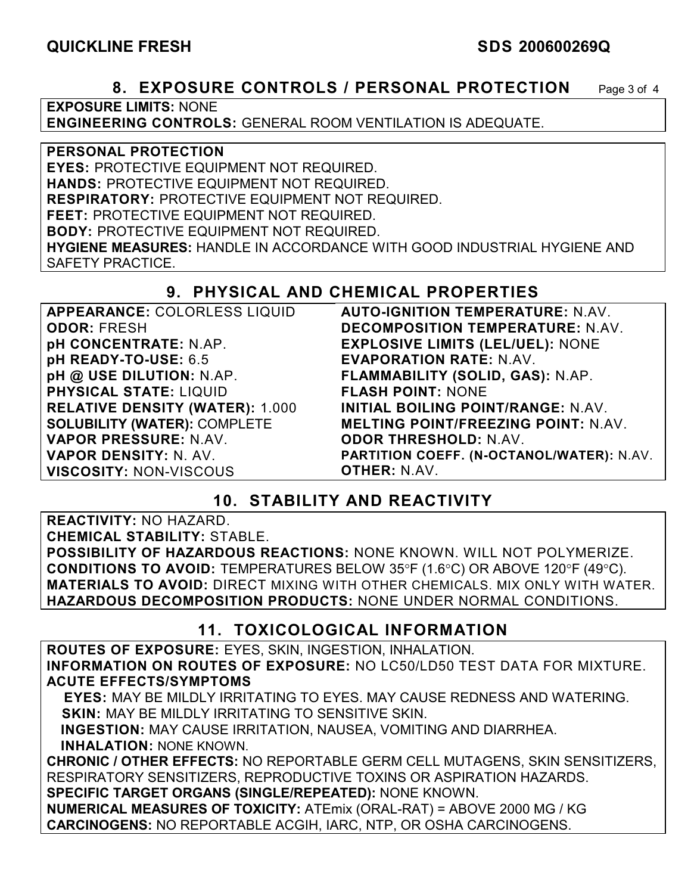## 8. EXPOSURE CONTROLS / PERSONAL PROTECTION

**EXPOSURE LIMITS:** NONE
**ENGINEERING CONTROLS:** GENERAL ROOM VENTILATION IS ADEQUATE.

**PERSONAL PROTECTION**
**EYES:** PROTECTIVE EQUIPMENT NOT REQUIRED.
**HANDS:** PROTECTIVE EQUIPMENT NOT REQUIRED.
**RESPIRATORY:** PROTECTIVE EQUIPMENT NOT REQUIRED.
**FEET:** PROTECTIVE EQUIPMENT NOT REQUIRED.
**BODY:** PROTECTIVE EQUIPMENT NOT REQUIRED.
**HYGIENE MEASURES:** HANDLE IN ACCORDANCE WITH GOOD INDUSTRIAL HYGIENE AND SAFETY PRACTICE.

## 9. PHYSICAL AND CHEMICAL PROPERTIES

**APPEARANCE:** COLORLESS LIQUID
**ODOR:** FRESH
**pH CONCENTRATE:** N.AP.
**pH READY-TO-USE:** 6.5
**pH @ USE DILUTION:** N.AP.
**PHYSICAL STATE:** LIQUID
**RELATIVE DENSITY (WATER):** 1.000
**SOLUBILITY (WATER):** COMPLETE
**VAPOR PRESSURE:** N.AV.
**VAPOR DENSITY:** N. AV.
**VISCOSITY:** NON-VISCOUS
**AUTO-IGNITION TEMPERATURE:** N.AV.
**DECOMPOSITION TEMPERATURE:** N.AV.
**EXPLOSIVE LIMITS (LEL/UEL):** NONE
**EVAPORATION RATE:** N.AV.
**FLAMMABILITY (SOLID, GAS):** N.AP.
**FLASH POINT:** NONE
**INITIAL BOILING POINT/RANGE:** N.AV.
**MELTING POINT/FREEZING POINT:** N.AV.
**ODOR THRESHOLD:** N.AV.
**PARTITION COEFF. (N-OCTANOL/WATER):** N.AV.
**OTHER:** N.AV.

## 10. STABILITY AND REACTIVITY

**REACTIVITY:** NO HAZARD.
**CHEMICAL STABILITY:** STABLE.
**POSSIBILITY OF HAZARDOUS REACTIONS:** NONE KNOWN. WILL NOT POLYMERIZE.
**CONDITIONS TO AVOID:** TEMPERATURES BELOW 35°F (1.6°C) OR ABOVE 120°F (49°C).
**MATERIALS TO AVOID:** DIRECT MIXING WITH OTHER CHEMICALS. MIX ONLY WITH WATER.
**HAZARDOUS DECOMPOSITION PRODUCTS:** NONE UNDER NORMAL CONDITIONS.

## 11. TOXICOLOGICAL INFORMATION

**ROUTES OF EXPOSURE:** EYES, SKIN, INGESTION, INHALATION.
**INFORMATION ON ROUTES OF EXPOSURE:** NO LC50/LD50 TEST DATA FOR MIXTURE.
**ACUTE EFFECTS/SYMPTOMS**
**EYES:** MAY BE MILDLY IRRITATING TO EYES. MAY CAUSE REDNESS AND WATERING.
**SKIN:** MAY BE MILDLY IRRITATING TO SENSITIVE SKIN.
**INGESTION:** MAY CAUSE IRRITATION, NAUSEA, VOMITING AND DIARRHEA.
**INHALATION:** NONE KNOWN.
**CHRONIC / OTHER EFFECTS:** NO REPORTABLE GERM CELL MUTAGENS, SKIN SENSITIZERS, RESPIRATORY SENSITIZERS, REPRODUCTIVE TOXINS OR ASPIRATION HAZARDS.
**SPECIFIC TARGET ORGANS (SINGLE/REPEATED):** NONE KNOWN.
**NUMERICAL MEASURES OF TOXICITY:** ATEmix (ORAL-RAT) = ABOVE 2000 MG / KG
**CARCINOGENS:** NO REPORTABLE ACGIH, IARC, NTP, OR OSHA CARCINOGENS.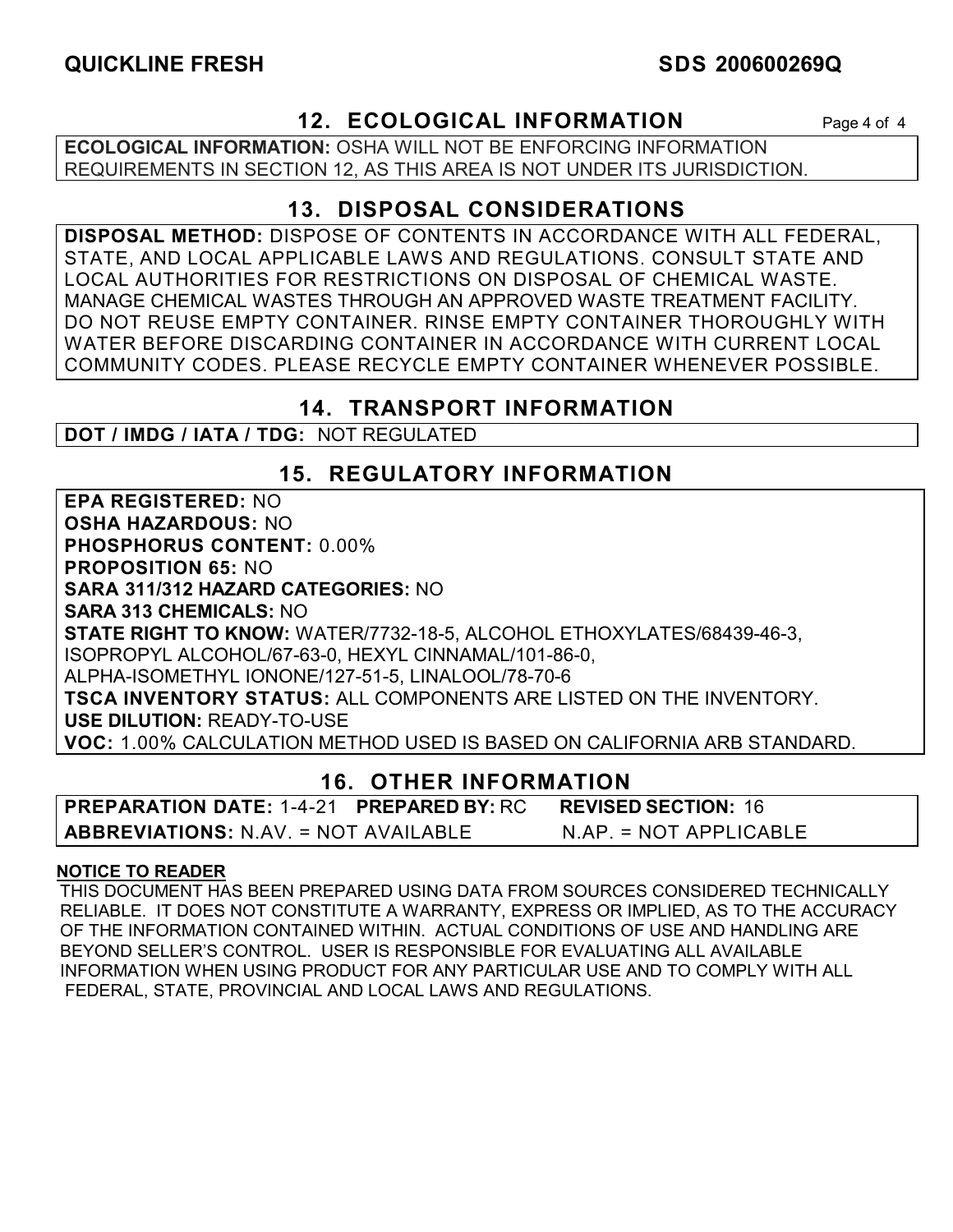## 12. ECOLOGICAL INFORMATION

**ECOLOGICAL INFORMATION:** OSHA WILL NOT BE ENFORCING INFORMATION REQUIREMENTS IN SECTION 12, AS THIS AREA IS NOT UNDER ITS JURISDICTION.

## 13. DISPOSAL CONSIDERATIONS

**DISPOSAL METHOD:** DISPOSE OF CONTENTS IN ACCORDANCE WITH ALL FEDERAL, STATE, AND LOCAL APPLICABLE LAWS AND REGULATIONS. CONSULT STATE AND LOCAL AUTHORITIES FOR RESTRICTIONS ON DISPOSAL OF CHEMICAL WASTE. MANAGE CHEMICAL WASTES THROUGH AN APPROVED WASTE TREATMENT FACILITY. DO NOT REUSE EMPTY CONTAINER. RINSE EMPTY CONTAINER THOROUGHLY WITH WATER BEFORE DISCARDING CONTAINER IN ACCORDANCE WITH CURRENT LOCAL COMMUNITY CODES. PLEASE RECYCLE EMPTY CONTAINER WHENEVER POSSIBLE.

## 14. TRANSPORT INFORMATION

**DOT / IMDG / IATA / TDG:** NOT REGULATED

## 15. REGULATORY INFORMATION

**EPA REGISTERED:** NO
**OSHA HAZARDOUS:** NO
**PHOSPHORUS CONTENT:** 0.00%
**PROPOSITION 65:** NO
**SARA 311/312 HAZARD CATEGORIES:** NO
**SARA 313 CHEMICALS:** NO
**STATE RIGHT TO KNOW:** WATER/7732-18-5, ALCOHOL ETHOXYLATES/68439-46-3, ISOPROPYL ALCOHOL/67-63-0, HEXYL CINNAMAL/101-86-0, ALPHA-ISOMETHYL IONONE/127-51-5, LINALOOL/78-70-6
**TSCA INVENTORY STATUS:** ALL COMPONENTS ARE LISTED ON THE INVENTORY.
**USE DILUTION:** READY-TO-USE
**VOC:** 1.00% CALCULATION METHOD USED IS BASED ON CALIFORNIA ARB STANDARD.

## 16. OTHER INFORMATION

**PREPARATION DATE:** 1-4-21 **PREPARED BY:** RC **REVISED SECTION:** 16
**ABBREVIATIONS:** N.AV. = NOT AVAILABLE N.AP. = NOT APPLICABLE

**NOTICE TO READER**

THIS DOCUMENT HAS BEEN PREPARED USING DATA FROM SOURCES CONSIDERED TECHNICALLY RELIABLE. IT DOES NOT CONSTITUTE A WARRANTY, EXPRESS OR IMPLIED, AS TO THE ACCURACY OF THE INFORMATION CONTAINED WITHIN. ACTUAL CONDITIONS OF USE AND HANDLING ARE BEYOND SELLER'S CONTROL. USER IS RESPONSIBLE FOR EVALUATING ALL AVAILABLE INFORMATION WHEN USING PRODUCT FOR ANY PARTICULAR USE AND TO COMPLY WITH ALL FEDERAL, STATE, PROVINCIAL AND LOCAL LAWS AND REGULATIONS.